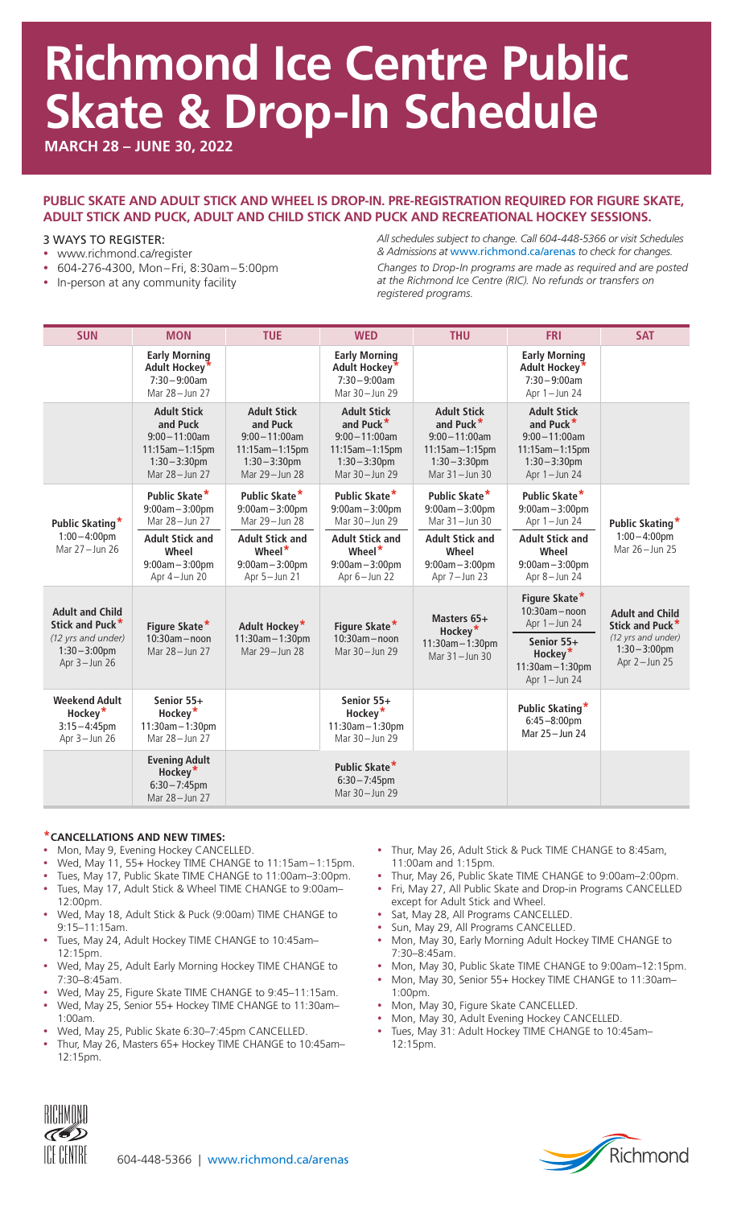# Richmond Ice Centre Public Skate & Drop-In Schedule

**MARCH 28 – JUNE 30, 2022**

**PUBLIC SKATE AND ADULT STICK AND WHEEL IS DROP-IN. PRE-REGISTRATION REQUIRED FOR FIGURE SKATE, ADULT STICK AND PUCK, ADULT AND CHILD STICK AND PUCK AND RECREATIONAL HOCKEY SESSIONS.**

3 WAYS TO REGISTER:

- www.richmond.ca/register
- 604-276-4300, Mon–Fri, 8:30am–5:00pm
- In-person at any community facility

*All schedules subject to change. Call 604-448-5366 or visit Schedules & Admissions at www.richmond.ca/arenas to check for changes.*

*Changes to Drop-In programs are made as required and are posted at the Richmond Ice Centre (RIC). No refunds or transfers on registered programs.*

| SUN | MON | TUE | WED | THU | FRI | SAT |
|---|---|---|---|---|---|---|
| | **Early Morning Adult Hockey*** 7:30–9:00am Mar 28–Jun 27 | | **Early Morning Adult Hockey*** 7:30–9:00am Mar 30–Jun 29 | | **Early Morning Adult Hockey*** 7:30–9:00am Apr 1–Jun 24 | |
| | **Adult Stick and Puck** 9:00–11:00am 11:15am–1:15pm 1:30–3:30pm Mar 28–Jun 27 | **Adult Stick and Puck** 9:00–11:00am 11:15am–1:15pm 1:30–3:30pm Mar 29–Jun 28 | **Adult Stick and Puck*** 9:00–11:00am 11:15am–1:15pm 1:30–3:30pm Mar 30–Jun 29 | **Adult Stick and Puck*** 9:00–11:00am 11:15am–1:15pm 1:30–3:30pm Mar 31–Jun 30 | **Adult Stick and Puck*** 9:00–11:00am 11:15am–1:15pm 1:30–3:30pm Apr 1–Jun 24 | |
| **Public Skating*** 1:00–4:00pm Mar 27–Jun 26 | **Public Skate*** 9:00am–3:00pm Mar 28–Jun 27<br>**Adult Stick and Wheel** 9:00am–3:00pm Apr 4–Jun 20 | **Public Skate*** 9:00am–3:00pm Mar 29–Jun 28<br>**Adult Stick and Wheel*** 9:00am–3:00pm Apr 5–Jun 21 | **Public Skate*** 9:00am–3:00pm Mar 30–Jun 29<br>**Adult Stick and Wheel*** 9:00am–3:00pm Apr 6–Jun 22 | **Public Skate*** 9:00am–3:00pm Mar 31–Jun 30<br>**Adult Stick and Wheel** 9:00am–3:00pm Apr 7–Jun 23 | **Public Skate*** 9:00am–3:00pm Apr 1–Jun 24<br>**Adult Stick and Wheel** 9:00am–3:00pm Apr 8–Jun 24 | **Public Skating*** 1:00–4:00pm Mar 26–Jun 25 |
| **Adult and Child Stick and Puck*** *(12 yrs and under)* 1:30–3:00pm Apr 3–Jun 26 | **Figure Skate*** 10:30am–noon Mar 28–Jun 27 | **Adult Hockey*** 11:30am–1:30pm Mar 29–Jun 28 | **Figure Skate*** 10:30am–noon Mar 30–Jun 29 | **Masters 65+ Hockey*** 11:30am–1:30pm Mar 31–Jun 30 | **Figure Skate*** 10:30am–noon Apr 1–Jun 24<br>**Senior 55+ Hockey*** 11:30am–1:30pm Apr 1–Jun 24 | **Adult and Child Stick and Puck*** *(12 yrs and under)* 1:30–3:00pm Apr 2–Jun 25 |
| **Weekend Adult Hockey*** 3:15–4:45pm Apr 3–Jun 26 | **Senior 55+ Hockey*** 11:30am–1:30pm Mar 28–Jun 27 | | **Senior 55+ Hockey*** 11:30am–1:30pm Mar 30–Jun 29 | | **Public Skating*** 6:45–8:00pm Mar 25–Jun 24 | |
| | **Evening Adult Hockey*** 6:30–7:45pm Mar 28–Jun 27 | | **Public Skate*** 6:30–7:45pm Mar 30–Jun 29 | | | |

**\*CANCELLATIONS AND NEW TIMES:**

- Mon, May 9, Evening Hockey CANCELLED.
- Wed, May 11, 55+ Hockey TIME CHANGE to 11:15am–1:15pm.
- Tues, May 17, Public Skate TIME CHANGE to 11:00am–3:00pm.
- Tues, May 17, Adult Stick & Wheel TIME CHANGE to 9:00am–12:00pm.
- Wed, May 18, Adult Stick & Puck (9:00am) TIME CHANGE to 9:15–11:15am.
- Tues, May 24, Adult Hockey TIME CHANGE to 10:45am–12:15pm.
- Wed, May 25, Adult Early Morning Hockey TIME CHANGE to 7:30–8:45am.
- Wed, May 25, Figure Skate TIME CHANGE to 9:45–11:15am.
- Wed, May 25, Senior 55+ Hockey TIME CHANGE to 11:30am–1:00am.
- Wed, May 25, Public Skate 6:30–7:45pm CANCELLED.
- Thur, May 26, Masters 65+ Hockey TIME CHANGE to 10:45am–12:15pm.
- Thur, May 26, Adult Stick & Puck TIME CHANGE to 8:45am, 11:00am and 1:15pm.
- Thur, May 26, Public Skate TIME CHANGE to 9:00am–2:00pm.
- Fri, May 27, All Public Skate and Drop-in Programs CANCELLED except for Adult Stick and Wheel.
- Sat, May 28, All Programs CANCELLED.
- Sun, May 29, All Programs CANCELLED.
- Mon, May 30, Early Morning Adult Hockey TIME CHANGE to 7:30–8:45am.
- Mon, May 30, Public Skate TIME CHANGE to 9:00am–12:15pm.
- Mon, May 30, Senior 55+ Hockey TIME CHANGE to 11:30am–1:00pm.
- Mon, May 30, Figure Skate CANCELLED.
- Mon, May 30, Adult Evening Hockey CANCELLED.
- Tues, May 31: Adult Hockey TIME CHANGE to 10:45am–12:15pm.

RICHMOND ICE CENTRE

604-448-5366 | www.richmond.ca/arenas

Richmond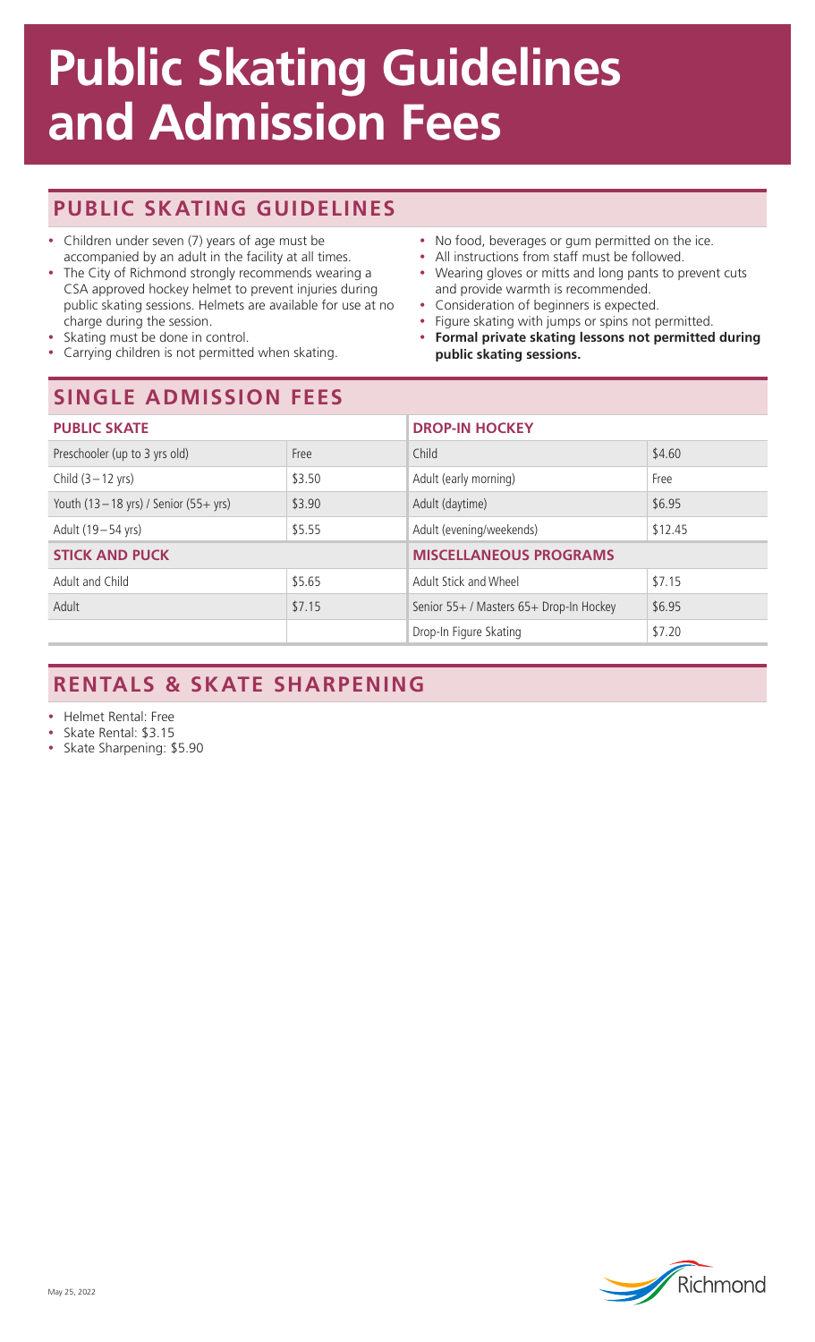# Public Skating Guidelines and Admission Fees

## PUBLIC SKATING GUIDELINES

- Children under seven (7) years of age must be accompanied by an adult in the facility at all times.
- The City of Richmond strongly recommends wearing a CSA approved hockey helmet to prevent injuries during public skating sessions. Helmets are available for use at no charge during the session.
- Skating must be done in control.
- Carrying children is not permitted when skating.
- No food, beverages or gum permitted on the ice.
- All instructions from staff must be followed.
- Wearing gloves or mitts and long pants to prevent cuts and provide warmth is recommended.
- Consideration of beginners is expected.
- Figure skating with jumps or spins not permitted.
- **Formal private skating lessons not permitted during public skating sessions.**

## SINGLE ADMISSION FEES

| PUBLIC SKATE | | DROP-IN HOCKEY | |
|---|---|---|---|
| Preschooler (up to 3 yrs old) | Free | Child | $4.60 |
| Child (3 – 12 yrs) | $3.50 | Adult (early morning) | Free |
| Youth (13 – 18 yrs) / Senior (55+ yrs) | $3.90 | Adult (daytime) | $6.95 |
| Adult (19 – 54 yrs) | $5.55 | Adult (evening/weekends) | $12.45 |
| **STICK AND PUCK** | | **MISCELLANEOUS PROGRAMS** | |
| Adult and Child | $5.65 | Adult Stick and Wheel | $7.15 |
| Adult | $7.15 | Senior 55+ / Masters 65+ Drop-In Hockey | $6.95 |
| | | Drop-In Figure Skating | $7.20 |

## RENTALS & SKATE SHARPENING

- Helmet Rental: Free
- Skate Rental: $3.15
- Skate Sharpening: $5.90

May 25, 2022